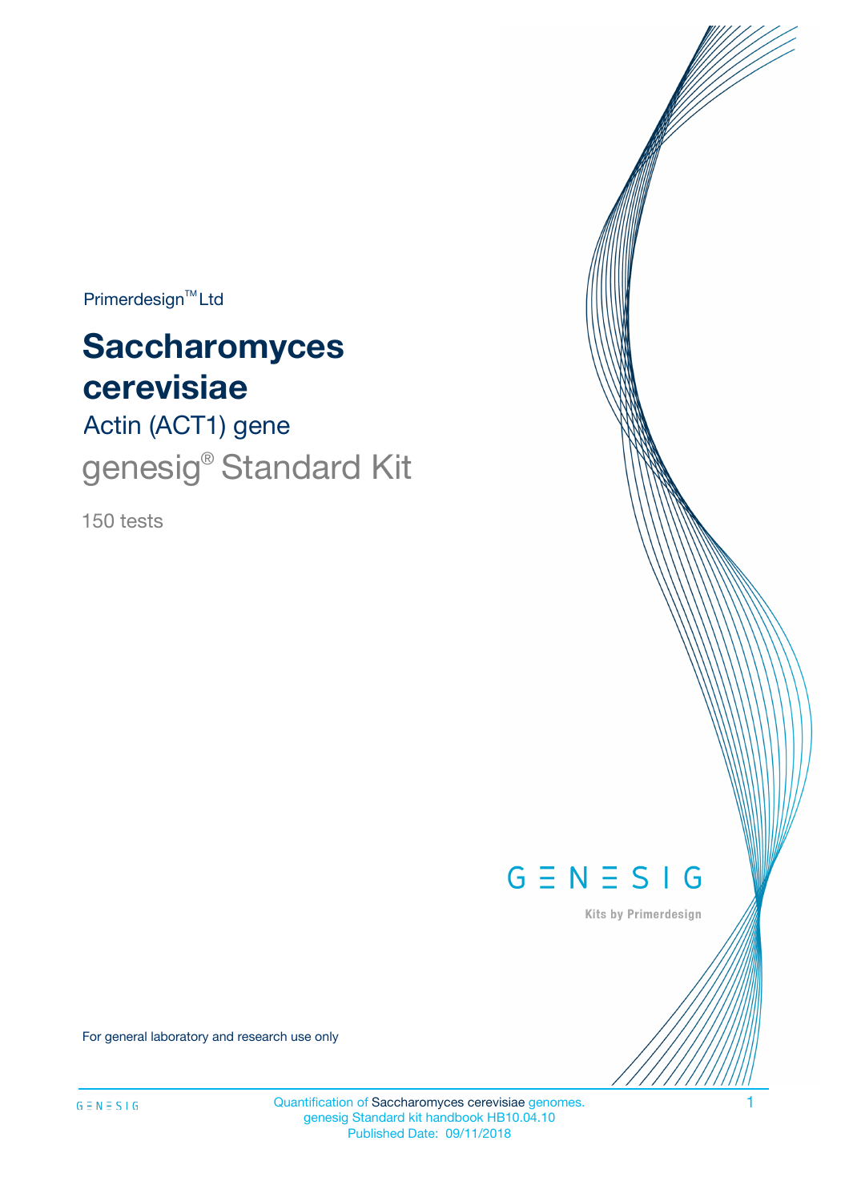Primerdesign™ Ltd

# Saccharomyces cerevisiae

## Actin (ACT1) gene

## genesig® Standard Kit

150 tests

GENESIG

Kits by Primerdesign

For general laboratory and research use only

Quantification of Saccharomyces cerevisiae genomes.
genesig Standard kit handbook HB10.04.10
Published Date: 09/11/2018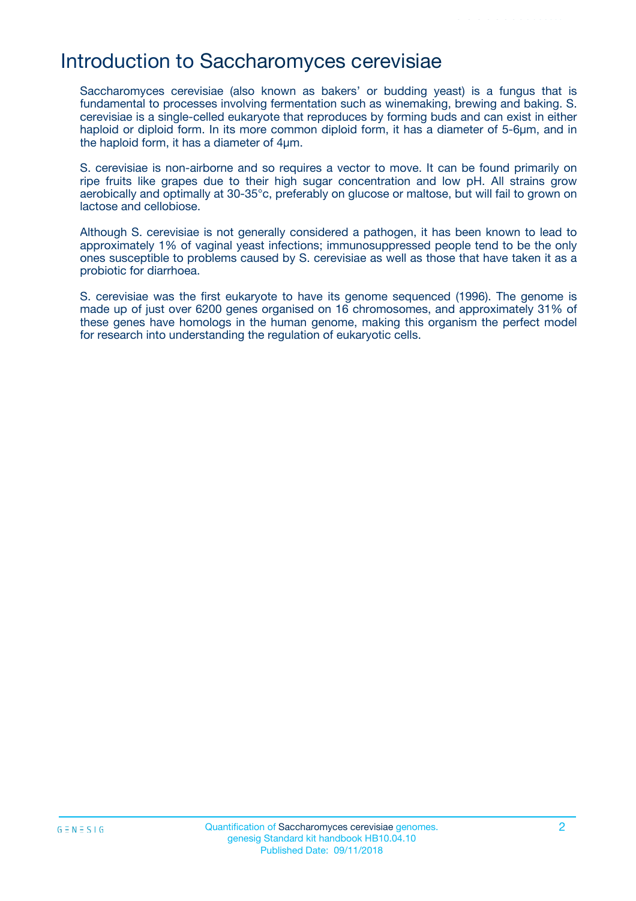# Introduction to Saccharomyces cerevisiae

Saccharomyces cerevisiae (also known as bakers' or budding yeast) is a fungus that is fundamental to processes involving fermentation such as winemaking, brewing and baking. S. cerevisiae is a single-celled eukaryote that reproduces by forming buds and can exist in either haploid or diploid form. In its more common diploid form, it has a diameter of 5-6µm, and in the haploid form, it has a diameter of 4µm.

S. cerevisiae is non-airborne and so requires a vector to move. It can be found primarily on ripe fruits like grapes due to their high sugar concentration and low pH. All strains grow aerobically and optimally at 30-35°c, preferably on glucose or maltose, but will fail to grown on lactose and cellobiose.

Although S. cerevisiae is not generally considered a pathogen, it has been known to lead to approximately 1% of vaginal yeast infections; immunosuppressed people tend to be the only ones susceptible to problems caused by S. cerevisiae as well as those that have taken it as a probiotic for diarrhoea.

S. cerevisiae was the first eukaryote to have its genome sequenced (1996). The genome is made up of just over 6200 genes organised on 16 chromosomes, and approximately 31% of these genes have homologs in the human genome, making this organism the perfect model for research into understanding the regulation of eukaryotic cells.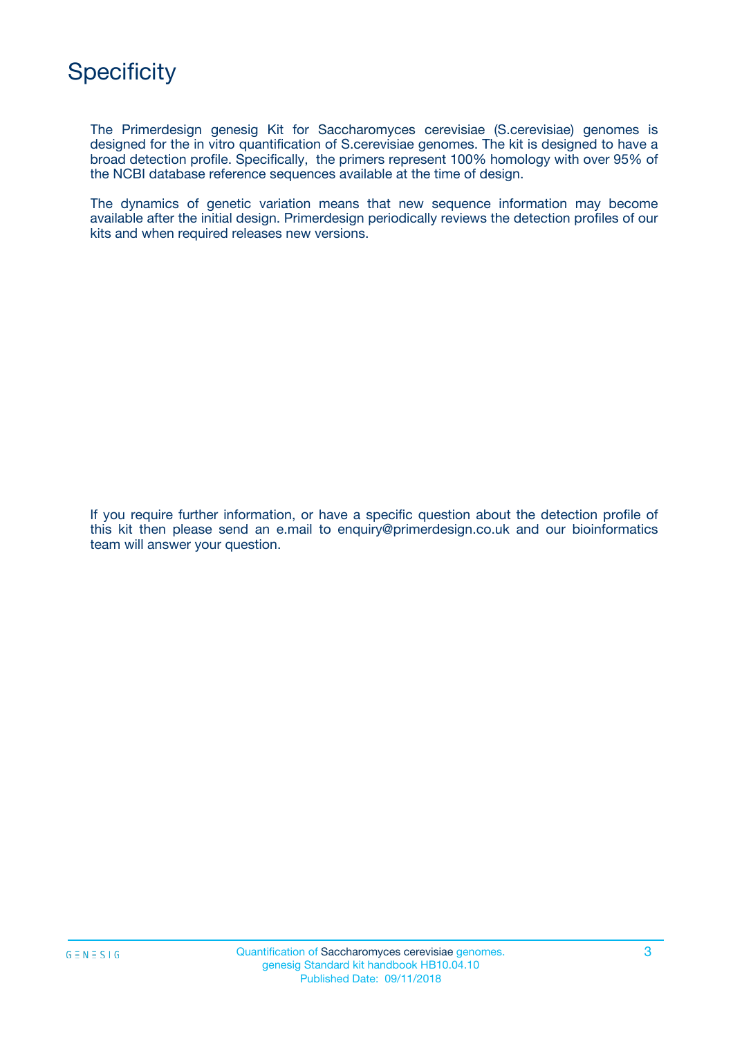# Specificity

The Primerdesign genesig Kit for Saccharomyces cerevisiae (S.cerevisiae) genomes is designed for the in vitro quantification of S.cerevisiae genomes. The kit is designed to have a broad detection profile. Specifically, the primers represent 100% homology with over 95% of the NCBI database reference sequences available at the time of design.

The dynamics of genetic variation means that new sequence information may become available after the initial design. Primerdesign periodically reviews the detection profiles of our kits and when required releases new versions.

If you require further information, or have a specific question about the detection profile of this kit then please send an e.mail to enquiry@primerdesign.co.uk and our bioinformatics team will answer your question.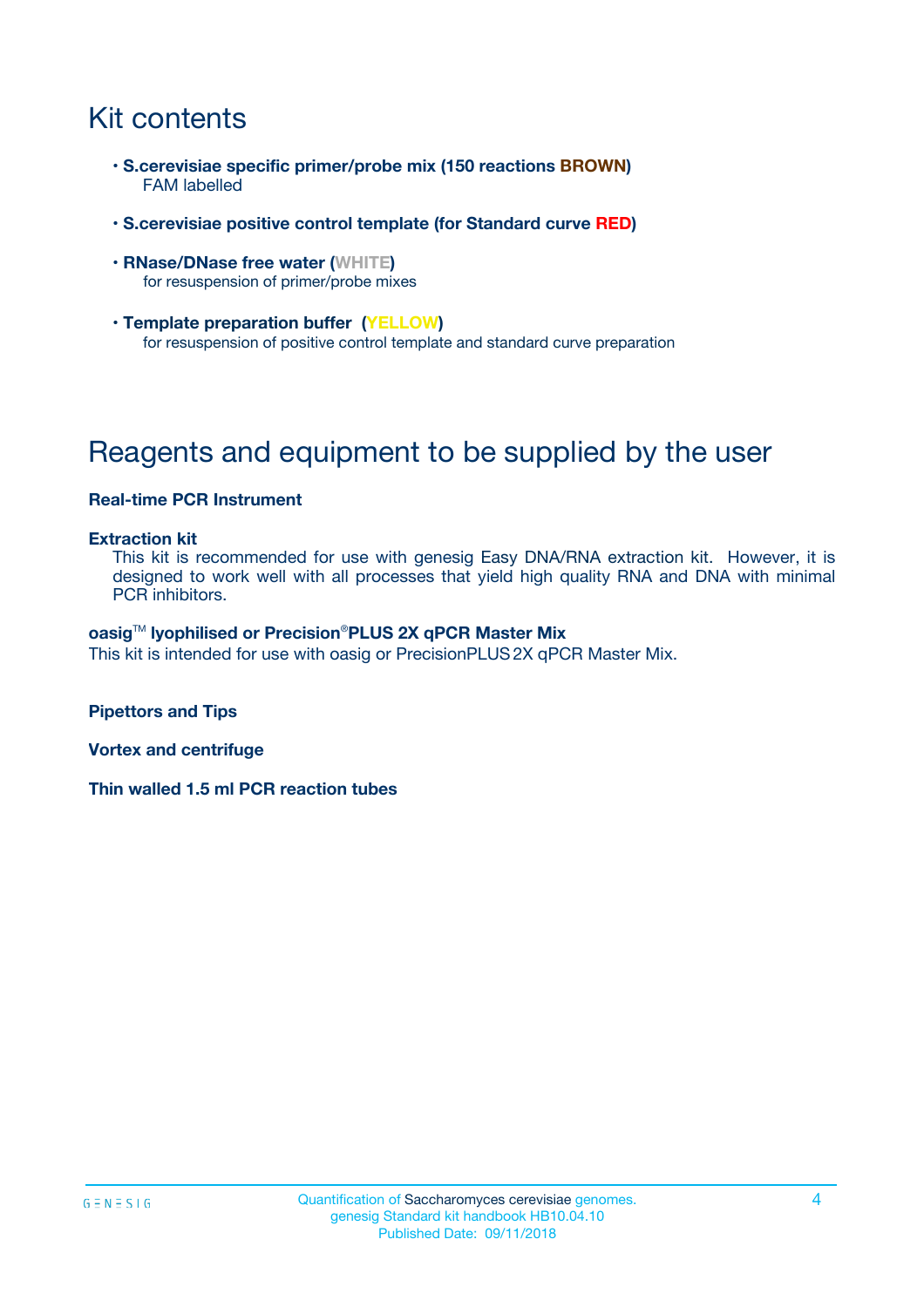# Kit contents

- **S.cerevisiae specific primer/probe mix (150 reactions BROWN)**
  FAM labelled
- **S.cerevisiae positive control template (for Standard curve RED)**
- **RNase/DNase free water (WHITE)**
  for resuspension of primer/probe mixes
- **Template preparation buffer (YELLOW)**
  for resuspension of positive control template and standard curve preparation

# Reagents and equipment to be supplied by the user

**Real-time PCR Instrument**

**Extraction kit**

This kit is recommended for use with genesig Easy DNA/RNA extraction kit. However, it is designed to work well with all processes that yield high quality RNA and DNA with minimal PCR inhibitors.

**oasig™ lyophilised or Precision®PLUS 2X qPCR Master Mix**

This kit is intended for use with oasig or PrecisionPLUS 2X qPCR Master Mix.

**Pipettors and Tips**

**Vortex and centrifuge**

**Thin walled 1.5 ml PCR reaction tubes**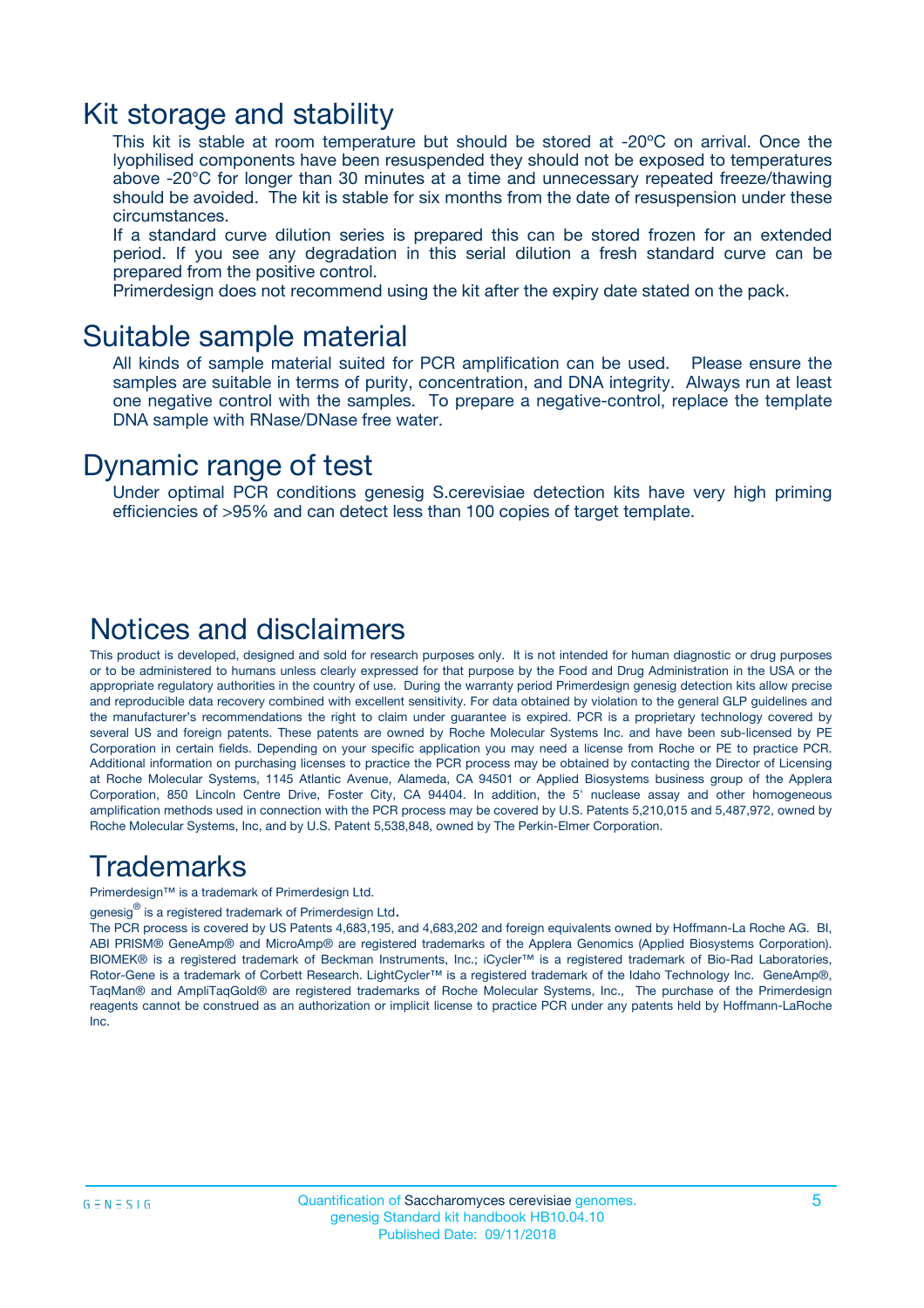# Kit storage and stability

This kit is stable at room temperature but should be stored at -20ºC on arrival. Once the lyophilised components have been resuspended they should not be exposed to temperatures above -20°C for longer than 30 minutes at a time and unnecessary repeated freeze/thawing should be avoided. The kit is stable for six months from the date of resuspension under these circumstances.

If a standard curve dilution series is prepared this can be stored frozen for an extended period. If you see any degradation in this serial dilution a fresh standard curve can be prepared from the positive control.

Primerdesign does not recommend using the kit after the expiry date stated on the pack.

# Suitable sample material

All kinds of sample material suited for PCR amplification can be used. Please ensure the samples are suitable in terms of purity, concentration, and DNA integrity. Always run at least one negative control with the samples. To prepare a negative-control, replace the template DNA sample with RNase/DNase free water.

# Dynamic range of test

Under optimal PCR conditions genesig S.cerevisiae detection kits have very high priming efficiencies of >95% and can detect less than 100 copies of target template.

# Notices and disclaimers

This product is developed, designed and sold for research purposes only. It is not intended for human diagnostic or drug purposes or to be administered to humans unless clearly expressed for that purpose by the Food and Drug Administration in the USA or the appropriate regulatory authorities in the country of use. During the warranty period Primerdesign genesig detection kits allow precise and reproducible data recovery combined with excellent sensitivity. For data obtained by violation to the general GLP guidelines and the manufacturer's recommendations the right to claim under guarantee is expired. PCR is a proprietary technology covered by several US and foreign patents. These patents are owned by Roche Molecular Systems Inc. and have been sub-licensed by PE Corporation in certain fields. Depending on your specific application you may need a license from Roche or PE to practice PCR. Additional information on purchasing licenses to practice the PCR process may be obtained by contacting the Director of Licensing at Roche Molecular Systems, 1145 Atlantic Avenue, Alameda, CA 94501 or Applied Biosystems business group of the Applera Corporation, 850 Lincoln Centre Drive, Foster City, CA 94404. In addition, the 5' nuclease assay and other homogeneous amplification methods used in connection with the PCR process may be covered by U.S. Patents 5,210,015 and 5,487,972, owned by Roche Molecular Systems, Inc, and by U.S. Patent 5,538,848, owned by The Perkin-Elmer Corporation.

# Trademarks

Primerdesign™ is a trademark of Primerdesign Ltd.

genesig® is a registered trademark of Primerdesign Ltd.

The PCR process is covered by US Patents 4,683,195, and 4,683,202 and foreign equivalents owned by Hoffmann-La Roche AG. BI, ABI PRISM® GeneAmp® and MicroAmp® are registered trademarks of the Applera Genomics (Applied Biosystems Corporation). BIOMEK® is a registered trademark of Beckman Instruments, Inc.; iCycler™ is a registered trademark of Bio-Rad Laboratories, Rotor-Gene is a trademark of Corbett Research. LightCycler™ is a registered trademark of the Idaho Technology Inc. GeneAmp®, TaqMan® and AmpliTaqGold® are registered trademarks of Roche Molecular Systems, Inc., The purchase of the Primerdesign reagents cannot be construed as an authorization or implicit license to practice PCR under any patents held by Hoffmann-LaRoche Inc.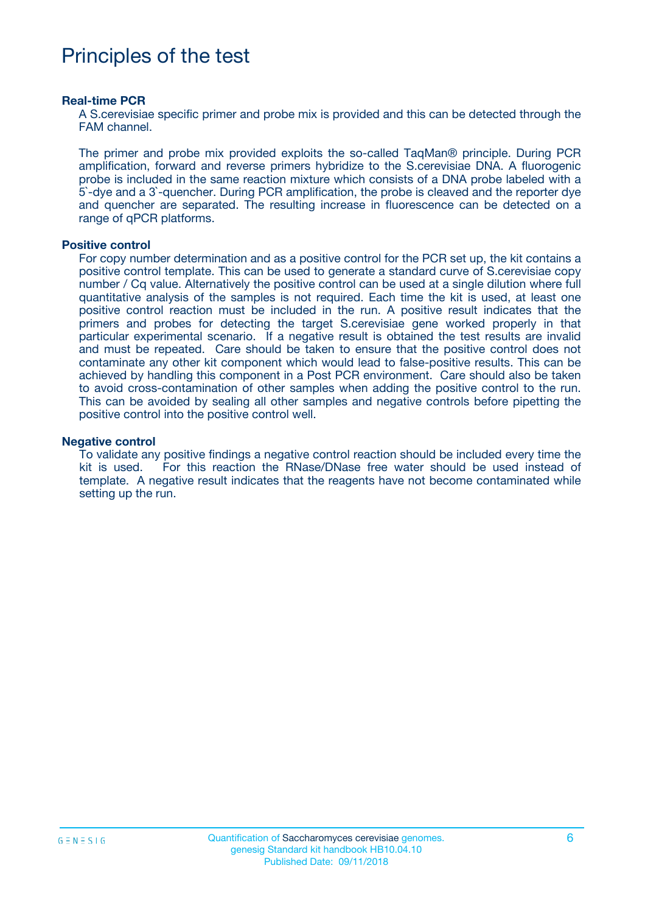# Principles of the test

**Real-time PCR**

A S.cerevisiae specific primer and probe mix is provided and this can be detected through the FAM channel.

The primer and probe mix provided exploits the so-called TaqMan® principle. During PCR amplification, forward and reverse primers hybridize to the S.cerevisiae DNA. A fluorogenic probe is included in the same reaction mixture which consists of a DNA probe labeled with a 5`-dye and a 3`-quencher. During PCR amplification, the probe is cleaved and the reporter dye and quencher are separated. The resulting increase in fluorescence can be detected on a range of qPCR platforms.

**Positive control**

For copy number determination and as a positive control for the PCR set up, the kit contains a positive control template. This can be used to generate a standard curve of S.cerevisiae copy number / Cq value. Alternatively the positive control can be used at a single dilution where full quantitative analysis of the samples is not required. Each time the kit is used, at least one positive control reaction must be included in the run. A positive result indicates that the primers and probes for detecting the target S.cerevisiae gene worked properly in that particular experimental scenario. If a negative result is obtained the test results are invalid and must be repeated. Care should be taken to ensure that the positive control does not contaminate any other kit component which would lead to false-positive results. This can be achieved by handling this component in a Post PCR environment. Care should also be taken to avoid cross-contamination of other samples when adding the positive control to the run. This can be avoided by sealing all other samples and negative controls before pipetting the positive control into the positive control well.

**Negative control**

To validate any positive findings a negative control reaction should be included every time the kit is used. For this reaction the RNase/DNase free water should be used instead of template. A negative result indicates that the reagents have not become contaminated while setting up the run.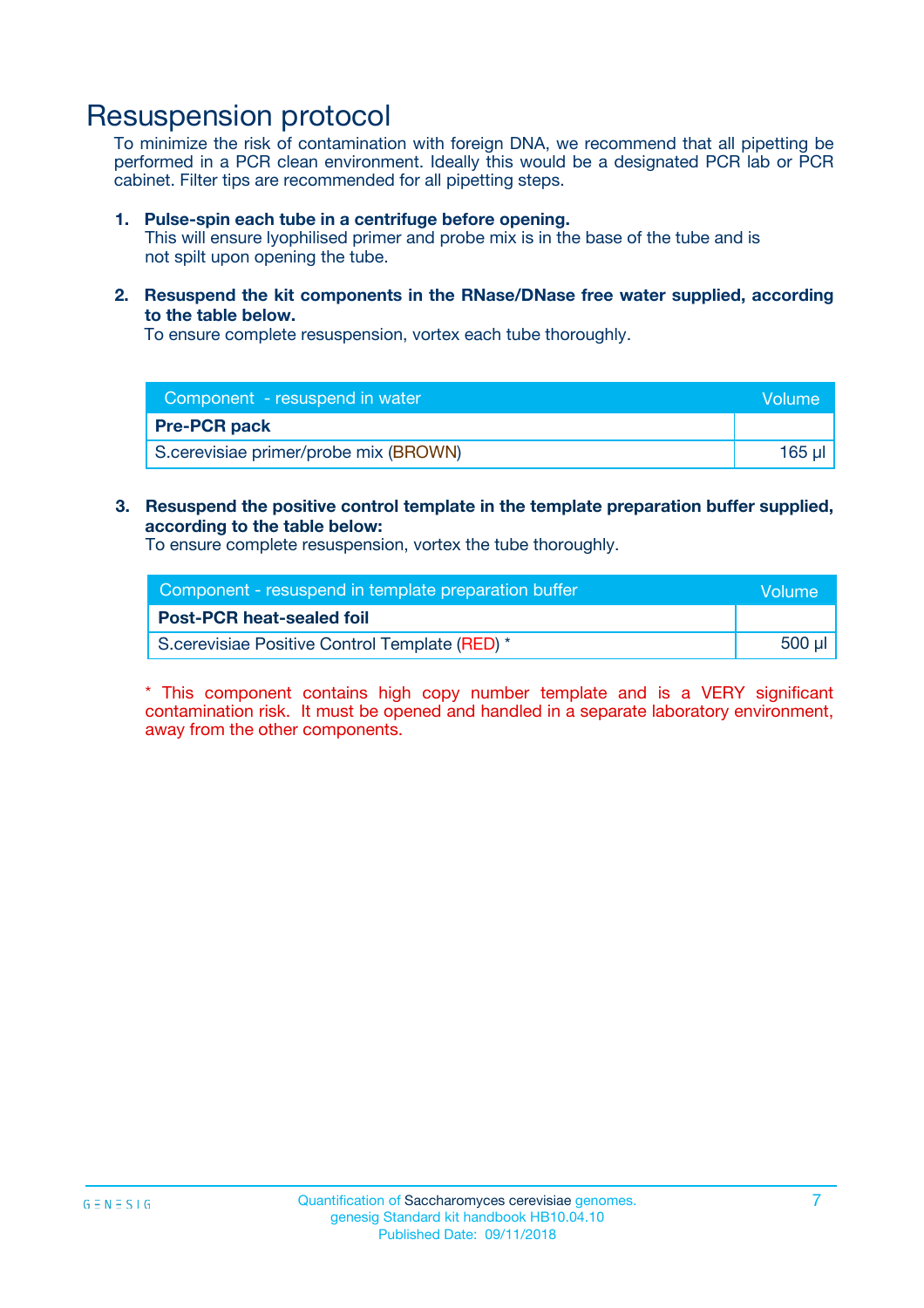# Resuspension protocol

To minimize the risk of contamination with foreign DNA, we recommend that all pipetting be performed in a PCR clean environment. Ideally this would be a designated PCR lab or PCR cabinet. Filter tips are recommended for all pipetting steps.

1. **Pulse-spin each tube in a centrifuge before opening.**
   This will ensure lyophilised primer and probe mix is in the base of the tube and is not spilt upon opening the tube.

2. **Resuspend the kit components in the RNase/DNase free water supplied, according to the table below.**
   To ensure complete resuspension, vortex each tube thoroughly.

| Component - resuspend in water | Volume |
|---|---|
| **Pre-PCR pack** | |
| S.cerevisiae primer/probe mix (BROWN) | 165 µl |

3. **Resuspend the positive control template in the template preparation buffer supplied, according to the table below:**
   To ensure complete resuspension, vortex the tube thoroughly.

| Component - resuspend in template preparation buffer | Volume |
|---|---|
| **Post-PCR heat-sealed foil** | |
| S.cerevisiae Positive Control Template (RED) * | 500 µl |

* This component contains high copy number template and is a VERY significant contamination risk. It must be opened and handled in a separate laboratory environment, away from the other components.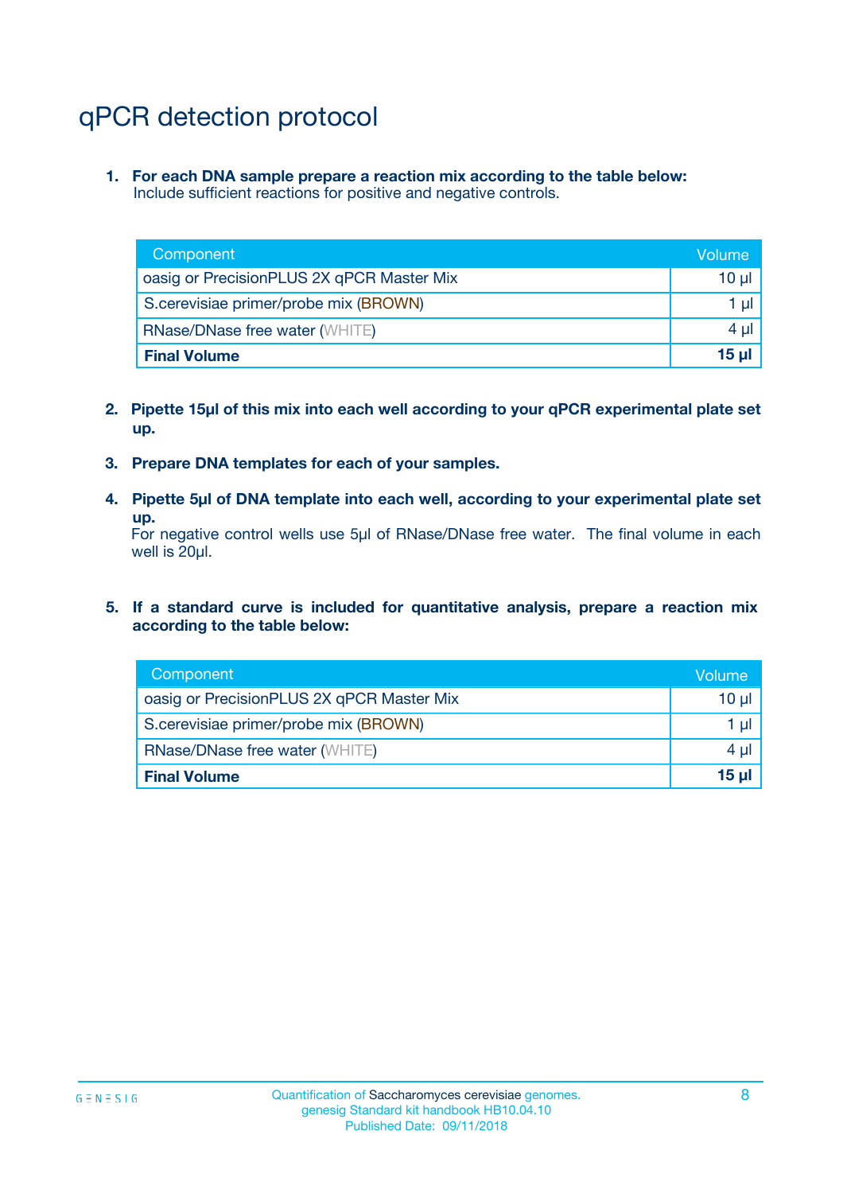# qPCR detection protocol

1. **For each DNA sample prepare a reaction mix according to the table below:**
   Include sufficient reactions for positive and negative controls.

| Component | Volume |
|---|---|
| oasig or PrecisionPLUS 2X qPCR Master Mix | 10 µl |
| S.cerevisiae primer/probe mix (BROWN) | 1 µl |
| RNase/DNase free water (WHITE) | 4 µl |
| **Final Volume** | **15 µl** |

2. **Pipette 15µl of this mix into each well according to your qPCR experimental plate set up.**

3. **Prepare DNA templates for each of your samples.**

4. **Pipette 5µl of DNA template into each well, according to your experimental plate set up.**
   For negative control wells use 5µl of RNase/DNase free water. The final volume in each well is 20µl.

5. **If a standard curve is included for quantitative analysis, prepare a reaction mix according to the table below:**

| Component | Volume |
|---|---|
| oasig or PrecisionPLUS 2X qPCR Master Mix | 10 µl |
| S.cerevisiae primer/probe mix (BROWN) | 1 µl |
| RNase/DNase free water (WHITE) | 4 µl |
| **Final Volume** | **15 µl** |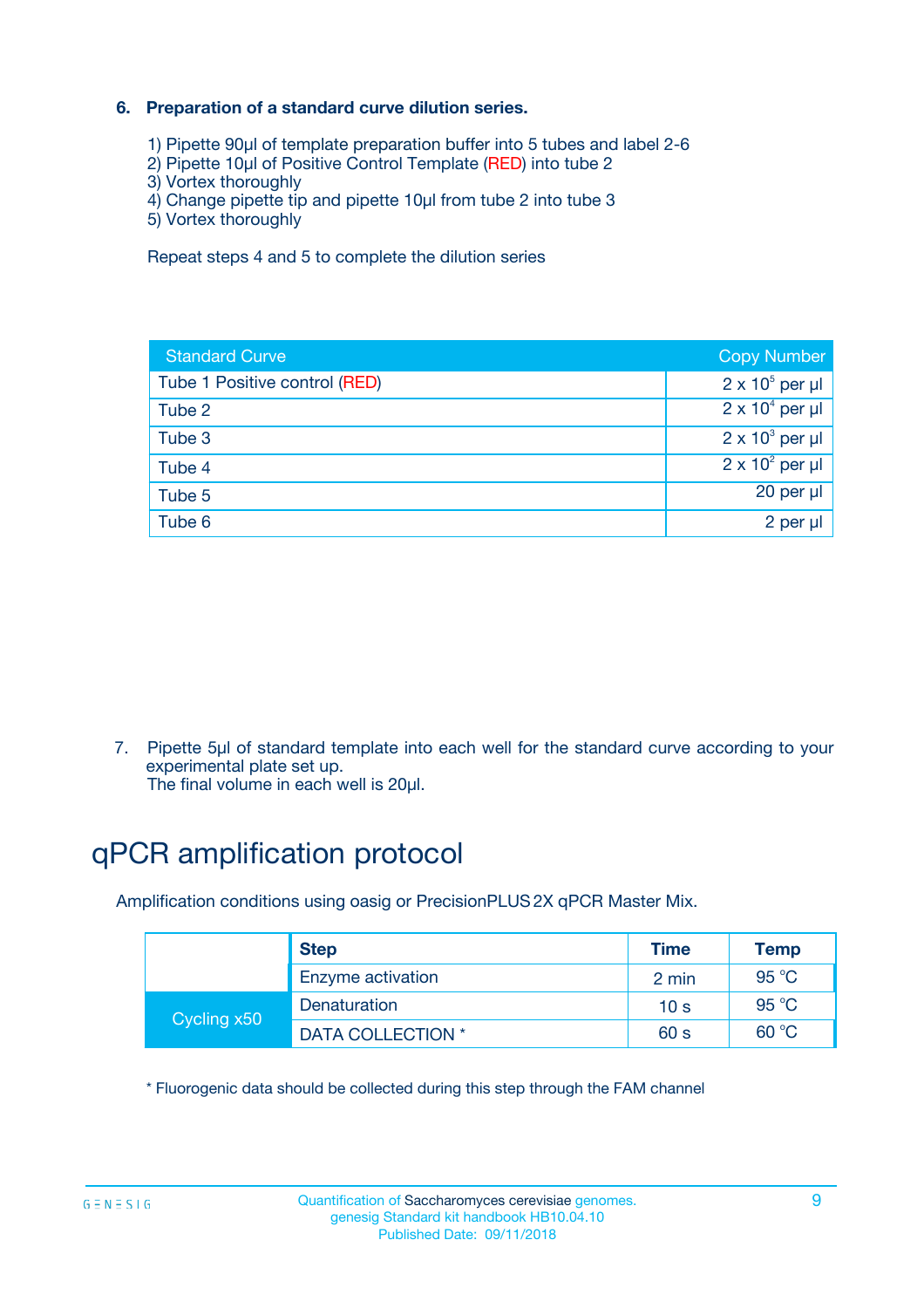6. **Preparation of a standard curve dilution series.**

   1) Pipette 90µl of template preparation buffer into 5 tubes and label 2-6
   2) Pipette 10µl of Positive Control Template (RED) into tube 2
   3) Vortex thoroughly
   4) Change pipette tip and pipette 10µl from tube 2 into tube 3
   5) Vortex thoroughly

   Repeat steps 4 and 5 to complete the dilution series

| Standard Curve | Copy Number |
|---|---|
| Tube 1 Positive control (RED) | $2 \times 10^5$ per µl |
| Tube 2 | $2 \times 10^4$ per µl |
| Tube 3 | $2 \times 10^3$ per µl |
| Tube 4 | $2 \times 10^2$ per µl |
| Tube 5 | 20 per µl |
| Tube 6 | 2 per µl |

7. Pipette 5µl of standard template into each well for the standard curve according to your experimental plate set up.
   The final volume in each well is 20µl.

# qPCR amplification protocol

Amplification conditions using oasig or PrecisionPLUS 2X qPCR Master Mix.

| | Step | Time | Temp |
|---|---|---|---|
| | Enzyme activation | 2 min | 95 °C |
| Cycling x50 | Denaturation | 10 s | 95 °C |
| | DATA COLLECTION * | 60 s | 60 °C |

* Fluorogenic data should be collected during this step through the FAM channel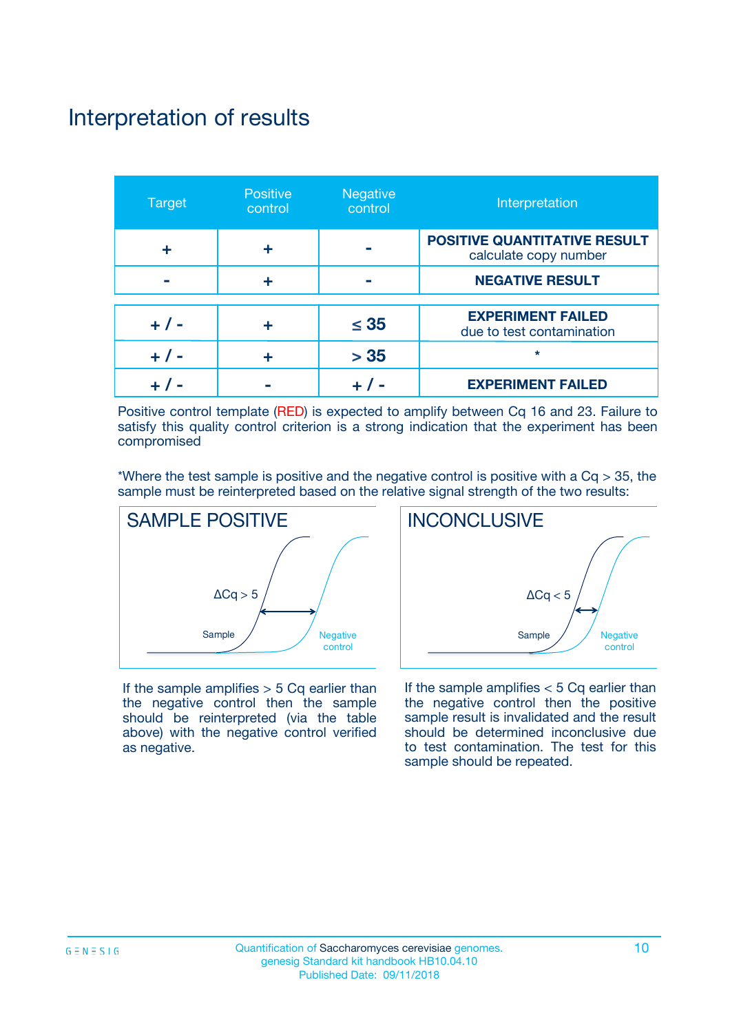# Interpretation of results

| Target | Positive control | Negative control | Interpretation |
|---|---|---|---|
| + | + | - | **POSITIVE QUANTITATIVE RESULT** calculate copy number |
| - | + | - | **NEGATIVE RESULT** |
| + / - | + | ≤ 35 | **EXPERIMENT FAILED** due to test contamination |
| + / - | + | > 35 | * |
| + / - | - | + / - | **EXPERIMENT FAILED** |

Positive control template (RED) is expected to amplify between Cq 16 and 23. Failure to satisfy this quality control criterion is a strong indication that the experiment has been compromised

*Where the test sample is positive and the negative control is positive with a Cq > 35, the sample must be reinterpreted based on the relative signal strength of the two results:

SAMPLE POSITIVE

ΔCq > 5

Sample

Negative control

If the sample amplifies > 5 Cq earlier than the negative control then the sample should be reinterpreted (via the table above) with the negative control verified as negative.

INCONCLUSIVE

ΔCq < 5

Sample

Negative control

If the sample amplifies < 5 Cq earlier than the negative control then the positive sample result is invalidated and the result should be determined inconclusive due to test contamination. The test for this sample should be repeated.